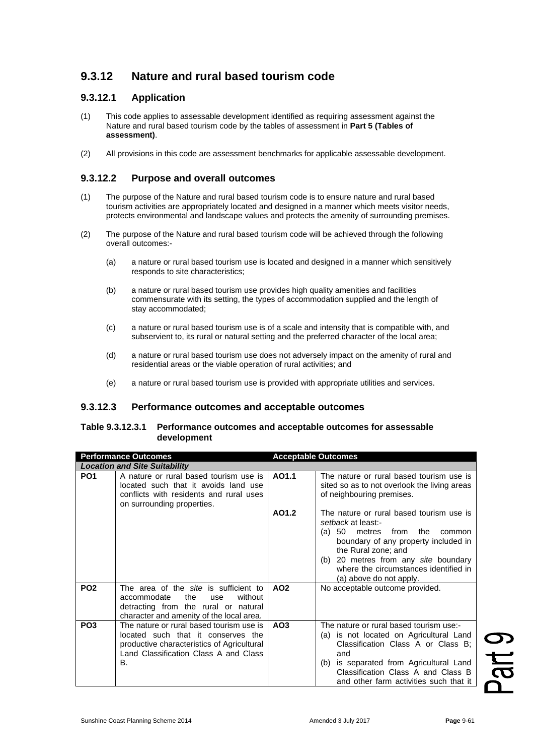## 9.3.12 Nature and rural based tourism code

### 9.3.12.1 Application

(1) This code applies to assessable development identified as requiring assessment against the Nature and rural based tourism code by the tables of assessment in **Part 5 (Tables of assessment)**.

(2) All provisions in this code are assessment benchmarks for applicable assessable development.

### 9.3.12.2 Purpose and overall outcomes

(1) The purpose of the Nature and rural based tourism code is to ensure nature and rural based tourism activities are appropriately located and designed in a manner which meets visitor needs, protects environmental and landscape values and protects the amenity of surrounding premises.

(2) The purpose of the Nature and rural based tourism code will be achieved through the following overall outcomes:-

(a) a nature or rural based tourism use is located and designed in a manner which sensitively responds to site characteristics;

(b) a nature or rural based tourism use provides high quality amenities and facilities commensurate with its setting, the types of accommodation supplied and the length of stay accommodated;

(c) a nature or rural based tourism use is of a scale and intensity that is compatible with, and subservient to, its rural or natural setting and the preferred character of the local area;

(d) a nature or rural based tourism use does not adversely impact on the amenity of rural and residential areas or the viable operation of rural activities; and

(e) a nature or rural based tourism use is provided with appropriate utilities and services.

### 9.3.12.3 Performance outcomes and acceptable outcomes

**Table 9.3.12.3.1 Performance outcomes and acceptable outcomes for assessable development**

| Performance Outcomes | | Acceptable Outcomes | |
|---|---|---|---|
| ***Location and Site Suitability*** | | | |
| **PO1** | A nature or rural based tourism use is located such that it avoids land use conflicts with residents and rural uses on surrounding properties. | **AO1.1** | The nature or rural based tourism use is sited so as to not overlook the living areas of neighbouring premises. |
| | | **AO1.2** | The nature or rural based tourism use is *setback* at least:-<br>(a) 50 metres from the common boundary of any property included in the Rural zone; and<br>(b) 20 metres from any *site* boundary where the circumstances identified in (a) above do not apply. |
| **PO2** | The area of the *site* is sufficient to accommodate the use without detracting from the rural or natural character and amenity of the local area. | **AO2** | No acceptable outcome provided. |
| **PO3** | The nature or rural based tourism use is located such that it conserves the productive characteristics of Agricultural Land Classification Class A and Class B. | **AO3** | The nature or rural based tourism use:-<br>(a) is not located on Agricultural Land Classification Class A or Class B; and<br>(b) is separated from Agricultural Land Classification Class A and Class B and other farm activities such that it |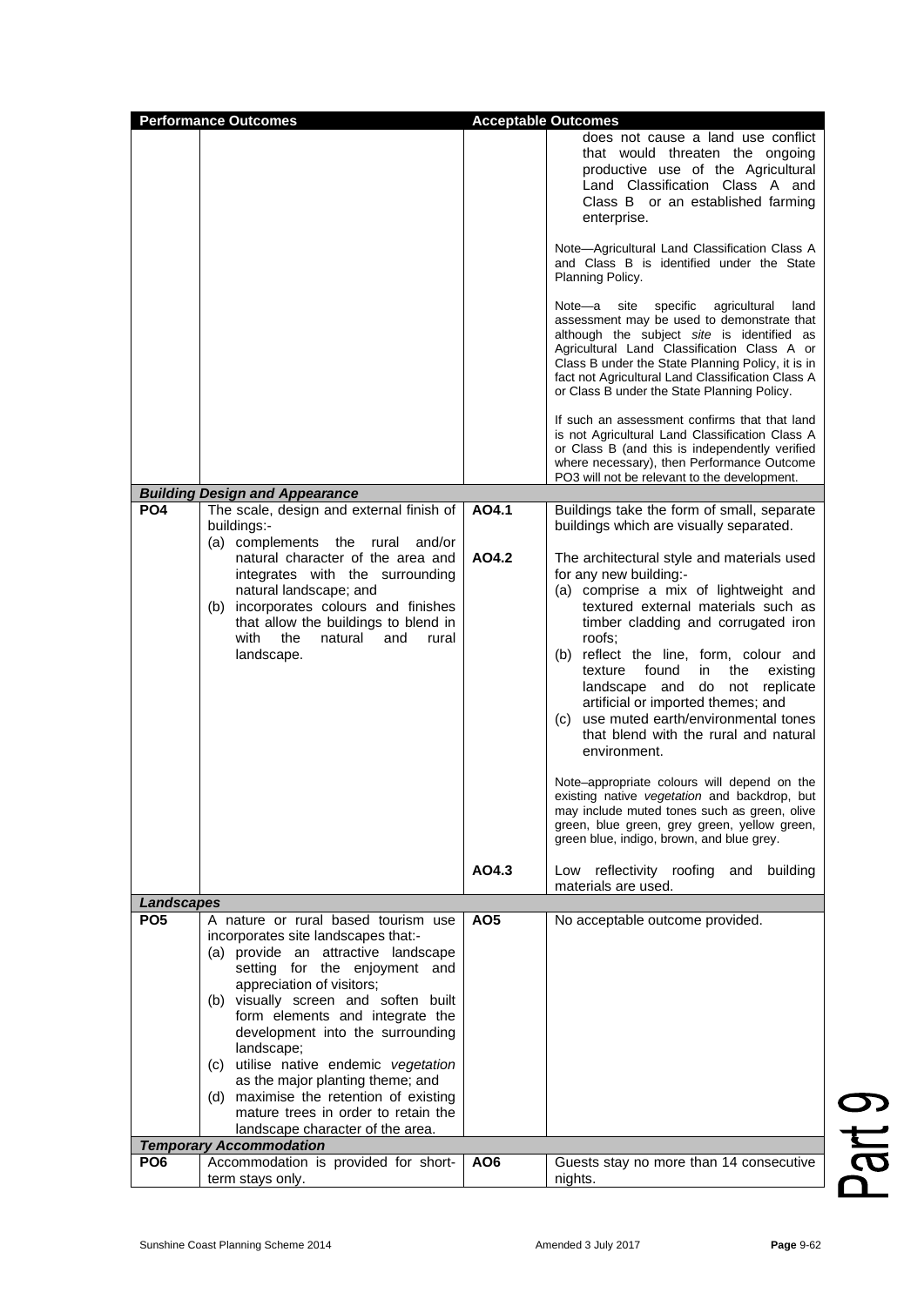| Performance Outcomes | | Acceptable Outcomes | |
|---|---|---|---|
| | | | does not cause a land use conflict that would threaten the ongoing productive use of the Agricultural Land Classification Class A and Class B or an established farming enterprise.<br><br>Note—Agricultural Land Classification Class A and Class B is identified under the State Planning Policy.<br><br>Note—a site specific agricultural land assessment may be used to demonstrate that although the subject *site* is identified as Agricultural Land Classification Class A or Class B under the State Planning Policy, it is in fact not Agricultural Land Classification Class A or Class B under the State Planning Policy.<br><br>If such an assessment confirms that that land is not Agricultural Land Classification Class A or Class B (and this is independently verified where necessary), then Performance Outcome PO3 will not be relevant to the development. |
| ***Building Design and Appearance*** | | | |
| **PO4** | The scale, design and external finish of buildings:-<br>(a) complements the rural and/or natural character of the area and integrates with the surrounding natural landscape; and<br>(b) incorporates colours and finishes that allow the buildings to blend in with the natural and rural landscape. | **AO4.1** | Buildings take the form of small, separate buildings which are visually separated. |
| | | **AO4.2** | The architectural style and materials used for any new building:-<br>(a) comprise a mix of lightweight and textured external materials such as timber cladding and corrugated iron roofs;<br>(b) reflect the line, form, colour and texture found in the existing landscape and do not replicate artificial or imported themes; and<br>(c) use muted earth/environmental tones that blend with the rural and natural environment.<br><br>Note–appropriate colours will depend on the existing native *vegetation* and backdrop, but may include muted tones such as green, olive green, blue green, grey green, yellow green, green blue, indigo, brown, and blue grey. |
| | | **AO4.3** | Low reflectivity roofing and building materials are used. |
| ***Landscapes*** | | | |
| **PO5** | A nature or rural based tourism use incorporates site landscapes that:-<br>(a) provide an attractive landscape setting for the enjoyment and appreciation of visitors;<br>(b) visually screen and soften built form elements and integrate the development into the surrounding landscape;<br>(c) utilise native endemic *vegetation* as the major planting theme; and<br>(d) maximise the retention of existing mature trees in order to retain the landscape character of the area. | **AO5** | No acceptable outcome provided. |
| ***Temporary Accommodation*** | | | |
| **PO6** | Accommodation is provided for short-term stays only. | **AO6** | Guests stay no more than 14 consecutive nights. |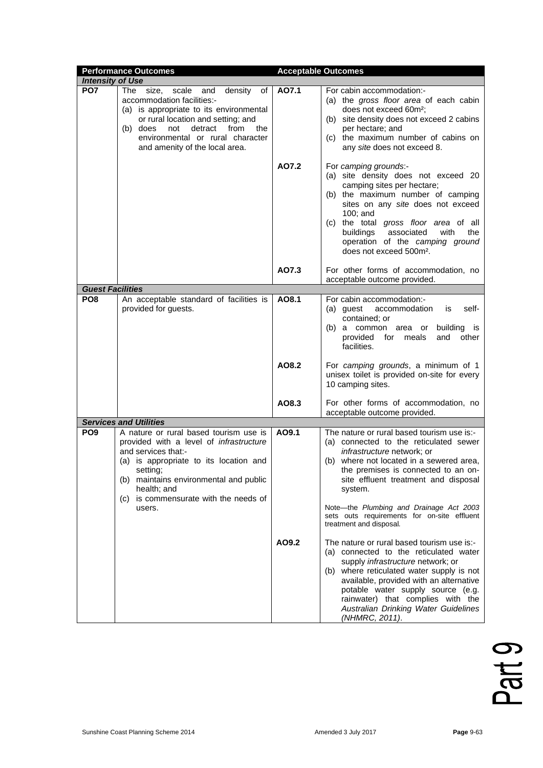| Performance Outcomes | | Acceptable Outcomes | |
|---|---|---|---|
| ***Intensity of Use*** | | | |
| **PO7** | The size, scale and density of accommodation facilities:-<br>(a) is appropriate to its environmental or rural location and setting; and<br>(b) does not detract from the environmental or rural character and amenity of the local area. | **AO7.1** | For cabin accommodation:-<br>(a) the *gross floor area* of each cabin does not exceed 60m²;<br>(b) site density does not exceed 2 cabins per hectare; and<br>(c) the maximum number of cabins on any *site* does not exceed 8. |
| | | **AO7.2** | For *camping grounds*:-<br>(a) site density does not exceed 20 camping sites per hectare;<br>(b) the maximum number of camping sites on any *site* does not exceed 100; and<br>(c) the total *gross floor area* of all buildings associated with the operation of the *camping ground* does not exceed 500m². |
| | | **AO7.3** | For other forms of accommodation, no acceptable outcome provided. |
| ***Guest Facilities*** | | | |
| **PO8** | An acceptable standard of facilities is provided for guests. | **AO8.1** | For cabin accommodation:-<br>(a) guest accommodation is self-contained; or<br>(b) a common area or building is provided for meals and other facilities. |
| | | **AO8.2** | For *camping grounds*, a minimum of 1 unisex toilet is provided on-site for every 10 camping sites. |
| | | **AO8.3** | For other forms of accommodation, no acceptable outcome provided. |
| ***Services and Utilities*** | | | |
| **PO9** | A nature or rural based tourism use is provided with a level of *infrastructure* and services that:-<br>(a) is appropriate to its location and setting;<br>(b) maintains environmental and public health; and<br>(c) is commensurate with the needs of users. | **AO9.1** | The nature or rural based tourism use is:-<br>(a) connected to the reticulated sewer *infrastructure* network; or<br>(b) where not located in a sewered area, the premises is connected to an on-site effluent treatment and disposal system.<br><br>Note—the *Plumbing and Drainage Act 2003* sets outs requirements for on-site effluent treatment and disposal. |
| | | **AO9.2** | The nature or rural based tourism use is:-<br>(a) connected to the reticulated water supply *infrastructure* network; or<br>(b) where reticulated water supply is not available, provided with an alternative potable water supply source (e.g. rainwater) that complies with the *Australian Drinking Water Guidelines (NHMRC, 2011)*. |